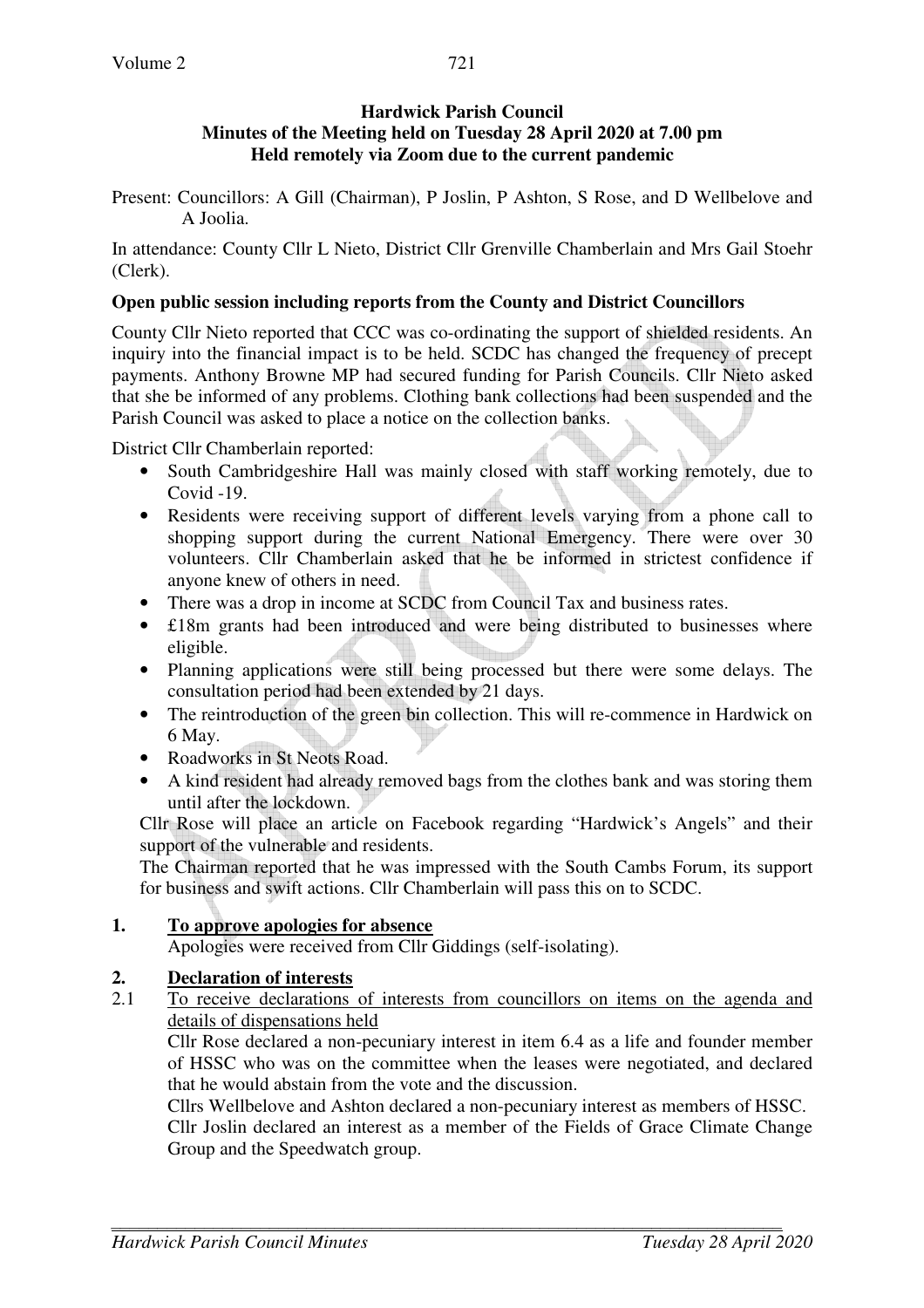# Hardwick Parish Council
## Minutes of the Meeting held on Tuesday 28 April 2020 at 7.00 pm
## Held remotely via Zoom due to the current pandemic

Present: Councillors: A Gill (Chairman), P Joslin, P Ashton, S Rose, and D Wellbelove and A Joolia.

In attendance: County Cllr L Nieto, District Cllr Grenville Chamberlain and Mrs Gail Stoehr (Clerk).

**Open public session including reports from the County and District Councillors**

County Cllr Nieto reported that CCC was co-ordinating the support of shielded residents. An inquiry into the financial impact is to be held. SCDC has changed the frequency of precept payments. Anthony Browne MP had secured funding for Parish Councils. Cllr Nieto asked that she be informed of any problems. Clothing bank collections had been suspended and the Parish Council was asked to place a notice on the collection banks.

District Cllr Chamberlain reported:

- South Cambridgeshire Hall was mainly closed with staff working remotely, due to Covid -19.
- Residents were receiving support of different levels varying from a phone call to shopping support during the current National Emergency. There were over 30 volunteers. Cllr Chamberlain asked that he be informed in strictest confidence if anyone knew of others in need.
- There was a drop in income at SCDC from Council Tax and business rates.
- £18m grants had been introduced and were being distributed to businesses where eligible.
- Planning applications were still being processed but there were some delays. The consultation period had been extended by 21 days.
- The reintroduction of the green bin collection. This will re-commence in Hardwick on 6 May.
- Roadworks in St Neots Road.
- A kind resident had already removed bags from the clothes bank and was storing them until after the lockdown.

Cllr Rose will place an article on Facebook regarding "Hardwick's Angels" and their support of the vulnerable and residents.

The Chairman reported that he was impressed with the South Cambs Forum, its support for business and swift actions. Cllr Chamberlain will pass this on to SCDC.

**1. To approve apologies for absence**

Apologies were received from Cllr Giddings (self-isolating).

**2. Declaration of interests**

2.1 To receive declarations of interests from councillors on items on the agenda and details of dispensations held

Cllr Rose declared a non-pecuniary interest in item 6.4 as a life and founder member of HSSC who was on the committee when the leases were negotiated, and declared that he would abstain from the vote and the discussion.

Cllrs Wellbelove and Ashton declared a non-pecuniary interest as members of HSSC.

Cllr Joslin declared an interest as a member of the Fields of Grace Climate Change Group and the Speedwatch group.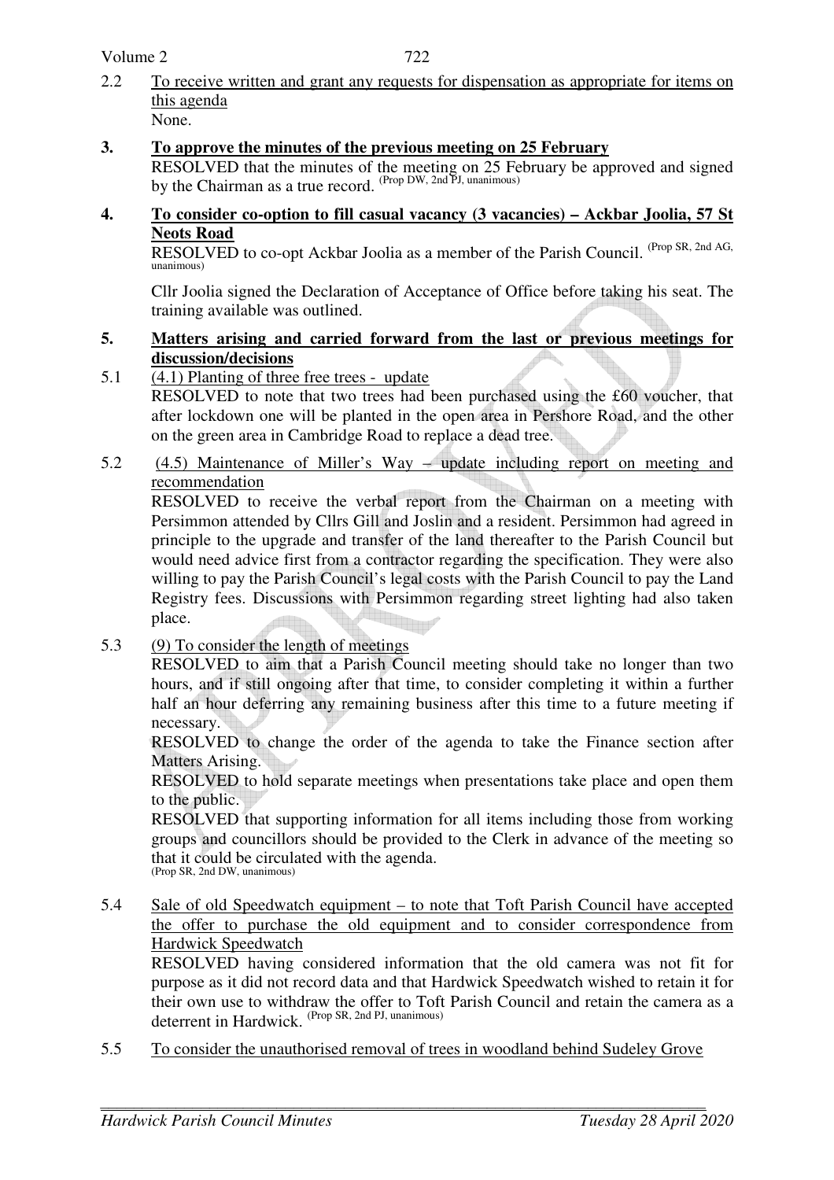2.2 To receive written and grant any requests for dispensation as appropriate for items on this agenda

None.

**3. To approve the minutes of the previous meeting on 25 February**

RESOLVED that the minutes of the meeting on 25 February be approved and signed by the Chairman as a true record. (Prop DW, 2nd PJ, unanimous)

**4. To consider co-option to fill casual vacancy (3 vacancies) – Ackbar Joolia, 57 St Neots Road**

RESOLVED to co-opt Ackbar Joolia as a member of the Parish Council. (Prop SR, 2nd AG, unanimous)

Cllr Joolia signed the Declaration of Acceptance of Office before taking his seat. The training available was outlined.

**5. Matters arising and carried forward from the last or previous meetings for discussion/decisions**

5.1 (4.1) Planting of three free trees - update

RESOLVED to note that two trees had been purchased using the £60 voucher, that after lockdown one will be planted in the open area in Pershore Road, and the other on the green area in Cambridge Road to replace a dead tree.

5.2 (4.5) Maintenance of Miller's Way – update including report on meeting and recommendation

RESOLVED to receive the verbal report from the Chairman on a meeting with Persimmon attended by Cllrs Gill and Joslin and a resident. Persimmon had agreed in principle to the upgrade and transfer of the land thereafter to the Parish Council but would need advice first from a contractor regarding the specification. They were also willing to pay the Parish Council's legal costs with the Parish Council to pay the Land Registry fees. Discussions with Persimmon regarding street lighting had also taken place.

5.3 (9) To consider the length of meetings

RESOLVED to aim that a Parish Council meeting should take no longer than two hours, and if still ongoing after that time, to consider completing it within a further half an hour deferring any remaining business after this time to a future meeting if necessary.

RESOLVED to change the order of the agenda to take the Finance section after Matters Arising.

RESOLVED to hold separate meetings when presentations take place and open them to the public.

RESOLVED that supporting information for all items including those from working groups and councillors should be provided to the Clerk in advance of the meeting so that it could be circulated with the agenda.

(Prop SR, 2nd DW, unanimous)

5.4 Sale of old Speedwatch equipment – to note that Toft Parish Council have accepted the offer to purchase the old equipment and to consider correspondence from Hardwick Speedwatch

RESOLVED having considered information that the old camera was not fit for purpose as it did not record data and that Hardwick Speedwatch wished to retain it for their own use to withdraw the offer to Toft Parish Council and retain the camera as a deterrent in Hardwick. (Prop SR, 2nd PJ, unanimous)

5.5 To consider the unauthorised removal of trees in woodland behind Sudeley Grove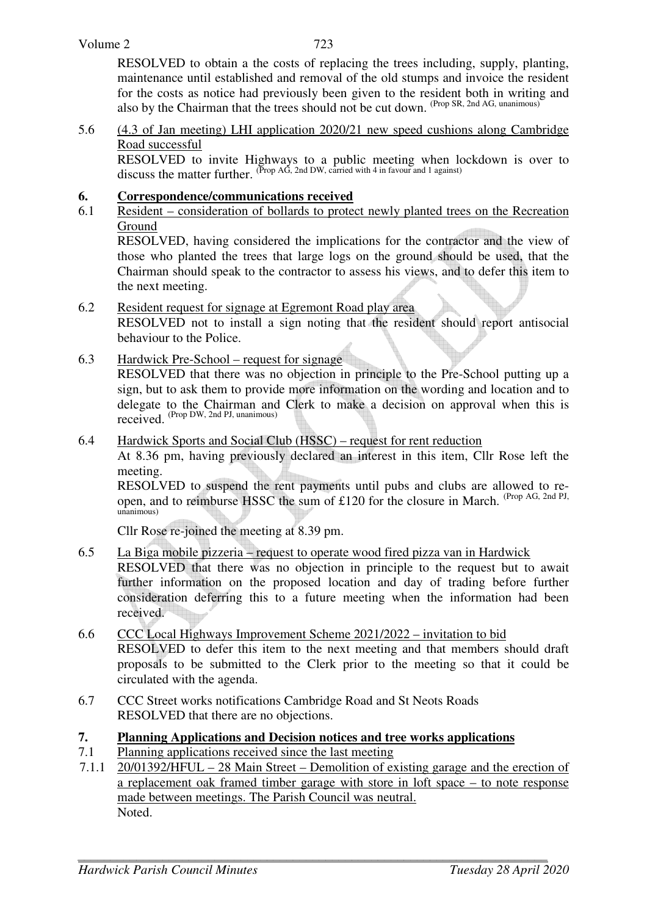RESOLVED to obtain a the costs of replacing the trees including, supply, planting, maintenance until established and removal of the old stumps and invoice the resident for the costs as notice had previously been given to the resident both in writing and also by the Chairman that the trees should not be cut down. (Prop SR, 2nd AG, unanimous)

5.6 (4.3 of Jan meeting) LHI application 2020/21 new speed cushions along Cambridge Road successful

RESOLVED to invite Highways to a public meeting when lockdown is over to discuss the matter further. (Prop AG, 2nd DW, carried with 4 in favour and 1 against)

## 6. Correspondence/communications received

6.1 Resident – consideration of bollards to protect newly planted trees on the Recreation Ground

RESOLVED, having considered the implications for the contractor and the view of those who planted the trees that large logs on the ground should be used, that the Chairman should speak to the contractor to assess his views, and to defer this item to the next meeting.

6.2 Resident request for signage at Egremont Road play area

RESOLVED not to install a sign noting that the resident should report antisocial behaviour to the Police.

6.3 Hardwick Pre-School – request for signage

RESOLVED that there was no objection in principle to the Pre-School putting up a sign, but to ask them to provide more information on the wording and location and to delegate to the Chairman and Clerk to make a decision on approval when this is received. (Prop DW, 2nd PJ, unanimous)

6.4 Hardwick Sports and Social Club (HSSC) – request for rent reduction

At 8.36 pm, having previously declared an interest in this item, Cllr Rose left the meeting.

RESOLVED to suspend the rent payments until pubs and clubs are allowed to re-open, and to reimburse HSSC the sum of £120 for the closure in March. (Prop AG, 2nd PJ, unanimous)

Cllr Rose re-joined the meeting at 8.39 pm.

6.5 La Biga mobile pizzeria – request to operate wood fired pizza van in Hardwick

RESOLVED that there was no objection in principle to the request but to await further information on the proposed location and day of trading before further consideration deferring this to a future meeting when the information had been received.

6.6 CCC Local Highways Improvement Scheme 2021/2022 – invitation to bid

RESOLVED to defer this item to the next meeting and that members should draft proposals to be submitted to the Clerk prior to the meeting so that it could be circulated with the agenda.

6.7 CCC Street works notifications Cambridge Road and St Neots Roads

RESOLVED that there are no objections.

## 7. Planning Applications and Decision notices and tree works applications

7.1 Planning applications received since the last meeting

7.1.1 20/01392/HFUL – 28 Main Street – Demolition of existing garage and the erection of a replacement oak framed timber garage with store in loft space – to note response made between meetings. The Parish Council was neutral.

Noted.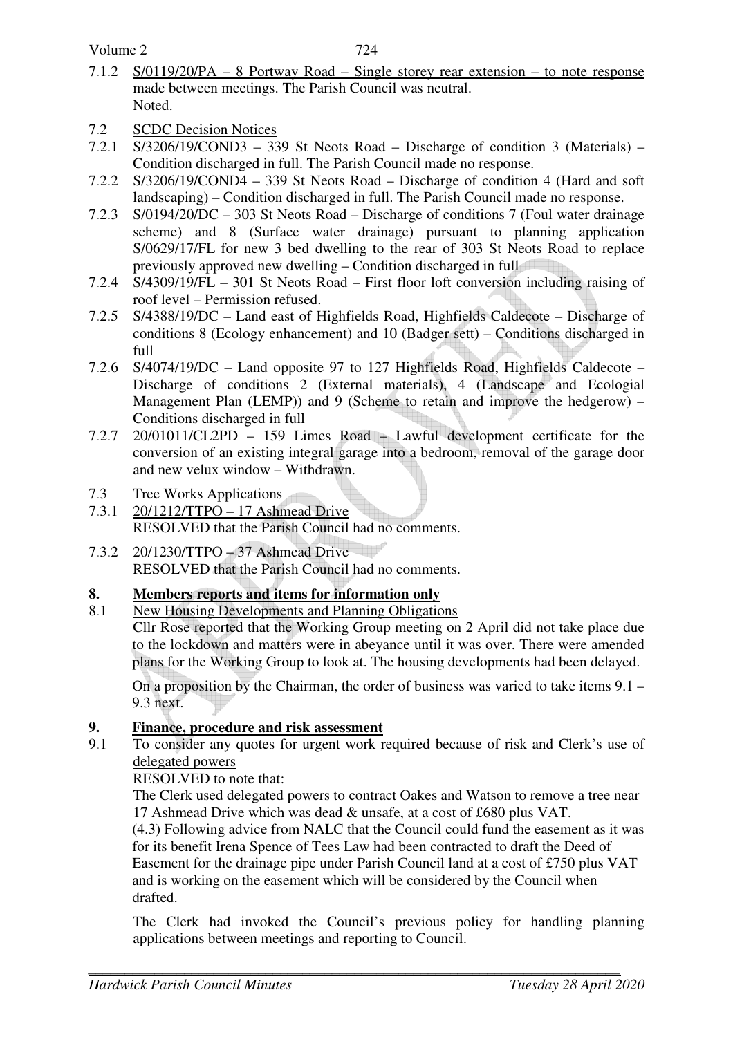7.1.2 S/0119/20/PA – 8 Portway Road – Single storey rear extension – to note response made between meetings. The Parish Council was neutral.
Noted.

7.2 SCDC Decision Notices

7.2.1 S/3206/19/COND3 – 339 St Neots Road – Discharge of condition 3 (Materials) – Condition discharged in full. The Parish Council made no response.

7.2.2 S/3206/19/COND4 – 339 St Neots Road – Discharge of condition 4 (Hard and soft landscaping) – Condition discharged in full. The Parish Council made no response.

7.2.3 S/0194/20/DC – 303 St Neots Road – Discharge of conditions 7 (Foul water drainage scheme) and 8 (Surface water drainage) pursuant to planning application S/0629/17/FL for new 3 bed dwelling to the rear of 303 St Neots Road to replace previously approved new dwelling – Condition discharged in full

7.2.4 S/4309/19/FL – 301 St Neots Road – First floor loft conversion including raising of roof level – Permission refused.

7.2.5 S/4388/19/DC – Land east of Highfields Road, Highfields Caldecote – Discharge of conditions 8 (Ecology enhancement) and 10 (Badger sett) – Conditions discharged in full

7.2.6 S/4074/19/DC – Land opposite 97 to 127 Highfields Road, Highfields Caldecote – Discharge of conditions 2 (External materials), 4 (Landscape and Ecologial Management Plan (LEMP)) and 9 (Scheme to retain and improve the hedgerow) – Conditions discharged in full

7.2.7 20/01011/CL2PD – 159 Limes Road – Lawful development certificate for the conversion of an existing integral garage into a bedroom, removal of the garage door and new velux window – Withdrawn.

7.3 Tree Works Applications

7.3.1 20/1212/TTPO – 17 Ashmead Drive
RESOLVED that the Parish Council had no comments.

7.3.2 20/1230/TTPO – 37 Ashmead Drive
RESOLVED that the Parish Council had no comments.

## 8. Members reports and items for information only

8.1 New Housing Developments and Planning Obligations

Cllr Rose reported that the Working Group meeting on 2 April did not take place due to the lockdown and matters were in abeyance until it was over. There were amended plans for the Working Group to look at. The housing developments had been delayed.

On a proposition by the Chairman, the order of business was varied to take items 9.1 – 9.3 next.

## 9. Finance, procedure and risk assessment

9.1 To consider any quotes for urgent work required because of risk and Clerk's use of delegated powers

RESOLVED to note that:

The Clerk used delegated powers to contract Oakes and Watson to remove a tree near 17 Ashmead Drive which was dead & unsafe, at a cost of £680 plus VAT.

(4.3) Following advice from NALC that the Council could fund the easement as it was for its benefit Irena Spence of Tees Law had been contracted to draft the Deed of Easement for the drainage pipe under Parish Council land at a cost of £750 plus VAT and is working on the easement which will be considered by the Council when drafted.

The Clerk had invoked the Council's previous policy for handling planning applications between meetings and reporting to Council.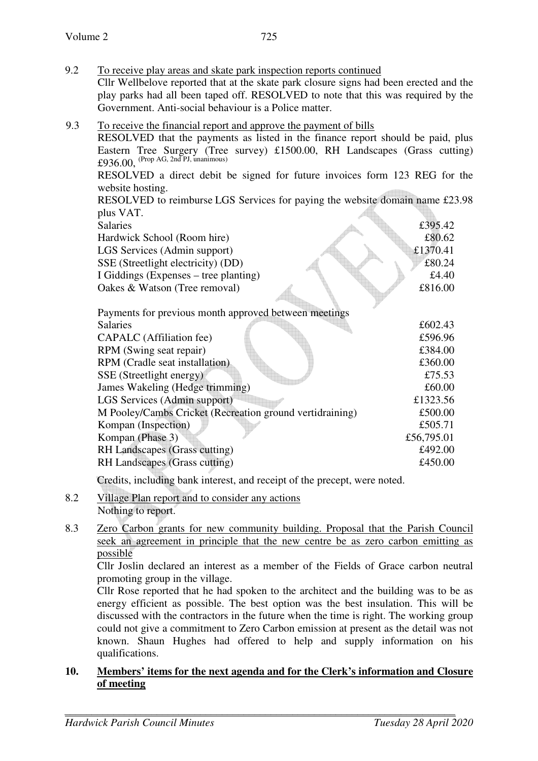9.2 To receive play areas and skate park inspection reports continued

Cllr Wellbelove reported that at the skate park closure signs had been erected and the play parks had all been taped off. RESOLVED to note that this was required by the Government. Anti-social behaviour is a Police matter.

9.3 To receive the financial report and approve the payment of bills

RESOLVED that the payments as listed in the finance report should be paid, plus Eastern Tree Surgery (Tree survey) £1500.00, RH Landscapes (Grass cutting) £936.00, (Prop AG, 2nd PJ, unanimous)

RESOLVED a direct debit be signed for future invoices form 123 REG for the website hosting.

RESOLVED to reimburse LGS Services for paying the website domain name £23.98 plus VAT.

| | |
|---|---|
| Salaries | £395.42 |
| Hardwick School (Room hire) | £80.62 |
| LGS Services (Admin support) | £1370.41 |
| SSE (Streetlight electricity) (DD) | £80.24 |
| I Giddings (Expenses – tree planting) | £4.40 |
| Oakes & Watson (Tree removal) | £816.00 |

Payments for previous month approved between meetings

| | |
|---|---|
| Salaries | £602.43 |
| CAPALC (Affiliation fee) | £596.96 |
| RPM (Swing seat repair) | £384.00 |
| RPM (Cradle seat installation) | £360.00 |
| SSE (Streetlight energy) | £75.53 |
| James Wakeling (Hedge trimming) | £60.00 |
| LGS Services (Admin support) | £1323.56 |
| M Pooley/Cambs Cricket (Recreation ground vertidraining) | £500.00 |
| Kompan (Inspection) | £505.71 |
| Kompan (Phase 3) | £56,795.01 |
| RH Landscapes (Grass cutting) | £492.00 |
| RH Landscapes (Grass cutting) | £450.00 |

Credits, including bank interest, and receipt of the precept, were noted.

8.2 Village Plan report and to consider any actions

Nothing to report.

8.3 Zero Carbon grants for new community building. Proposal that the Parish Council seek an agreement in principle that the new centre be as zero carbon emitting as possible

Cllr Joslin declared an interest as a member of the Fields of Grace carbon neutral promoting group in the village.

Cllr Rose reported that he had spoken to the architect and the building was to be as energy efficient as possible. The best option was the best insulation. This will be discussed with the contractors in the future when the time is right. The working group could not give a commitment to Zero Carbon emission at present as the detail was not known. Shaun Hughes had offered to help and supply information on his qualifications.

**10. Members' items for the next agenda and for the Clerk's information and Closure of meeting**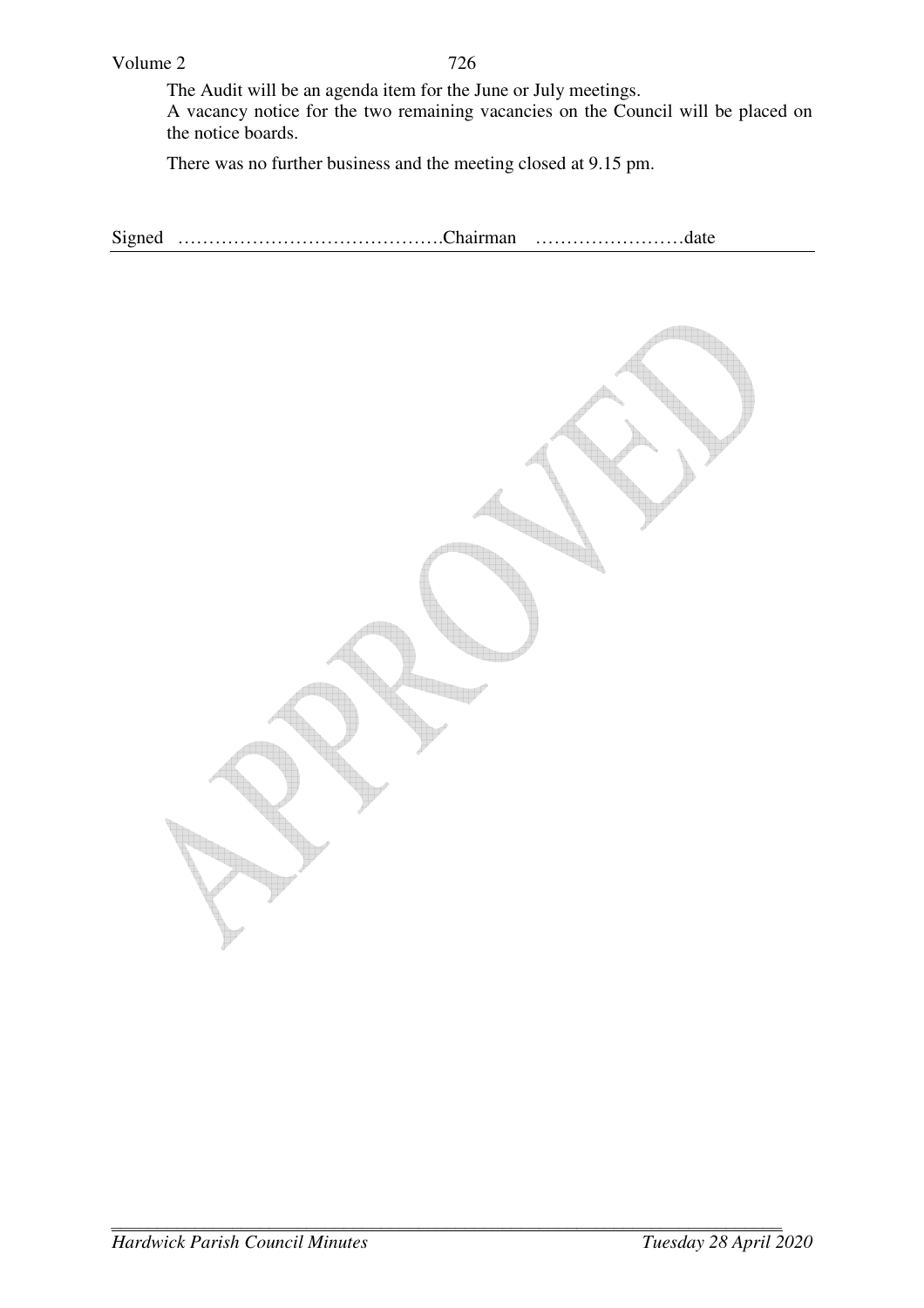The Audit will be an agenda item for the June or July meetings.
A vacancy notice for the two remaining vacancies on the Council will be placed on the notice boards.

There was no further business and the meeting closed at 9.15 pm.

Signed ……………………………………Chairman ……………………date